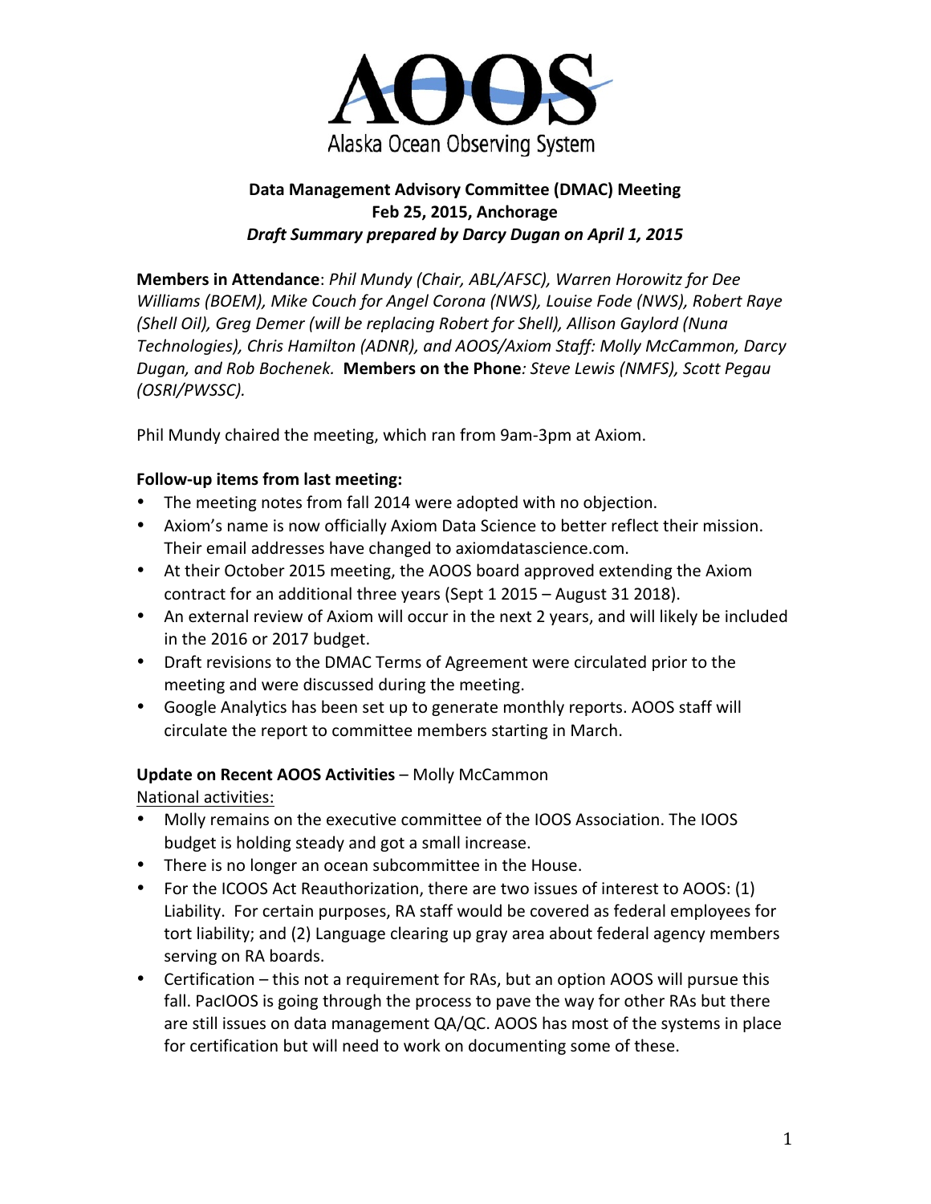AOOS

Alaska Ocean Observing System

**Data Management Advisory Committee (DMAC) Meeting**
**Feb 25, 2015, Anchorage**
***Draft Summary prepared by Darcy Dugan on April 1, 2015***

**Members in Attendance**: *Phil Mundy (Chair, ABL/AFSC), Warren Horowitz for Dee Williams (BOEM), Mike Couch for Angel Corona (NWS), Louise Fode (NWS), Robert Raye (Shell Oil), Greg Demer (will be replacing Robert for Shell), Allison Gaylord (Nuna Technologies), Chris Hamilton (ADNR), and AOOS/Axiom Staff: Molly McCammon, Darcy Dugan, and Rob Bochenek.* **Members on the Phone***: Steve Lewis (NMFS), Scott Pegau (OSRI/PWSSC).*

Phil Mundy chaired the meeting, which ran from 9am-3pm at Axiom.

**Follow-up items from last meeting:**

- The meeting notes from fall 2014 were adopted with no objection.
- Axiom's name is now officially Axiom Data Science to better reflect their mission. Their email addresses have changed to axiomdatascience.com.
- At their October 2015 meeting, the AOOS board approved extending the Axiom contract for an additional three years (Sept 1 2015 – August 31 2018).
- An external review of Axiom will occur in the next 2 years, and will likely be included in the 2016 or 2017 budget.
- Draft revisions to the DMAC Terms of Agreement were circulated prior to the meeting and were discussed during the meeting.
- Google Analytics has been set up to generate monthly reports. AOOS staff will circulate the report to committee members starting in March.

**Update on Recent AOOS Activities** – Molly McCammon

National activities:

- Molly remains on the executive committee of the IOOS Association. The IOOS budget is holding steady and got a small increase.
- There is no longer an ocean subcommittee in the House.
- For the ICOOS Act Reauthorization, there are two issues of interest to AOOS: (1) Liability. For certain purposes, RA staff would be covered as federal employees for tort liability; and (2) Language clearing up gray area about federal agency members serving on RA boards.
- Certification – this not a requirement for RAs, but an option AOOS will pursue this fall. PacIOOS is going through the process to pave the way for other RAs but there are still issues on data management QA/QC. AOOS has most of the systems in place for certification but will need to work on documenting some of these.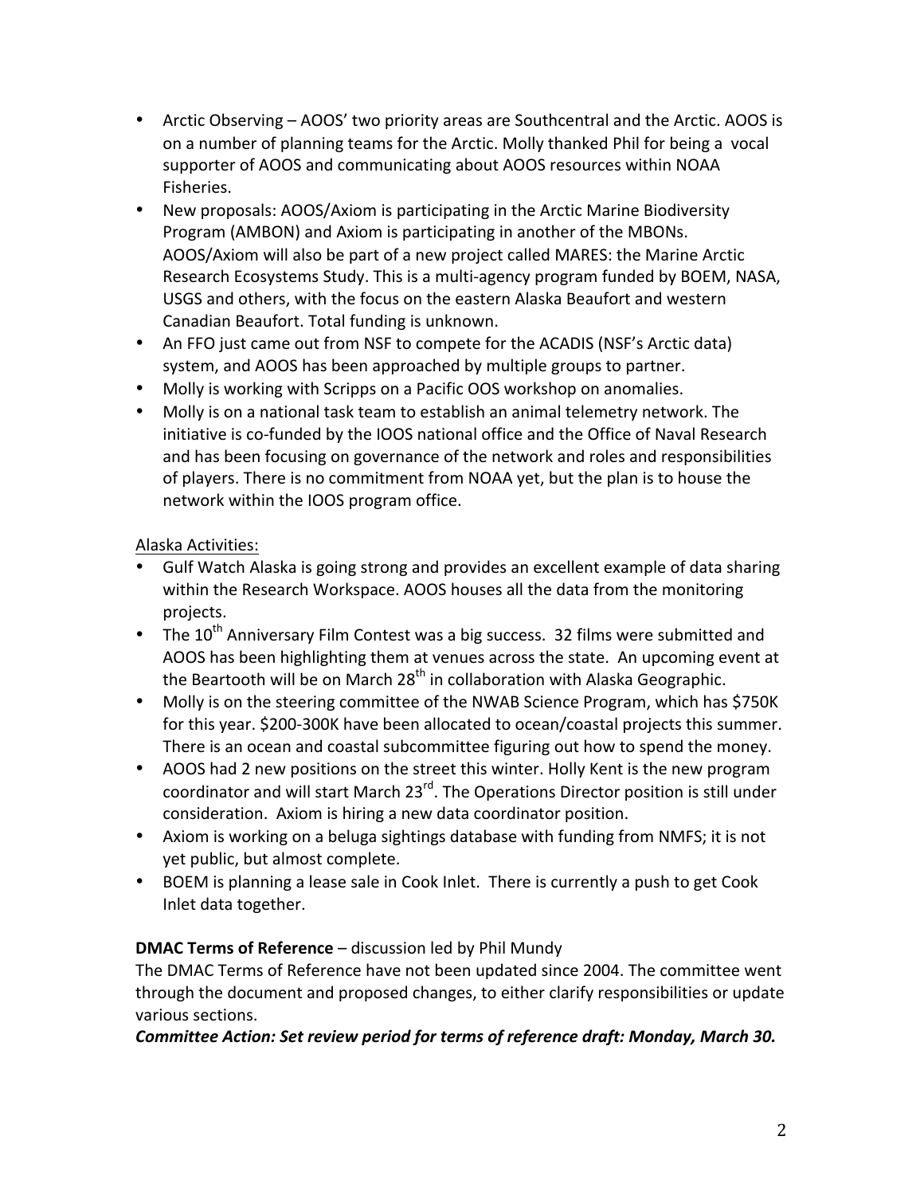- Arctic Observing – AOOS' two priority areas are Southcentral and the Arctic. AOOS is on a number of planning teams for the Arctic. Molly thanked Phil for being a vocal supporter of AOOS and communicating about AOOS resources within NOAA Fisheries.
- New proposals: AOOS/Axiom is participating in the Arctic Marine Biodiversity Program (AMBON) and Axiom is participating in another of the MBONs. AOOS/Axiom will also be part of a new project called MARES: the Marine Arctic Research Ecosystems Study. This is a multi-agency program funded by BOEM, NASA, USGS and others, with the focus on the eastern Alaska Beaufort and western Canadian Beaufort. Total funding is unknown.
- An FFO just came out from NSF to compete for the ACADIS (NSF's Arctic data) system, and AOOS has been approached by multiple groups to partner.
- Molly is working with Scripps on a Pacific OOS workshop on anomalies.
- Molly is on a national task team to establish an animal telemetry network. The initiative is co-funded by the IOOS national office and the Office of Naval Research and has been focusing on governance of the network and roles and responsibilities of players. There is no commitment from NOAA yet, but the plan is to house the network within the IOOS program office.

<u>Alaska Activities:</u>

- Gulf Watch Alaska is going strong and provides an excellent example of data sharing within the Research Workspace. AOOS houses all the data from the monitoring projects.
- The 10th Anniversary Film Contest was a big success. 32 films were submitted and AOOS has been highlighting them at venues across the state. An upcoming event at the Beartooth will be on March 28th in collaboration with Alaska Geographic.
- Molly is on the steering committee of the NWAB Science Program, which has $750K for this year. $200-300K have been allocated to ocean/coastal projects this summer. There is an ocean and coastal subcommittee figuring out how to spend the money.
- AOOS had 2 new positions on the street this winter. Holly Kent is the new program coordinator and will start March 23rd. The Operations Director position is still under consideration. Axiom is hiring a new data coordinator position.
- Axiom is working on a beluga sightings database with funding from NMFS; it is not yet public, but almost complete.
- BOEM is planning a lease sale in Cook Inlet. There is currently a push to get Cook Inlet data together.

**DMAC Terms of Reference** – discussion led by Phil Mundy

The DMAC Terms of Reference have not been updated since 2004. The committee went through the document and proposed changes, to either clarify responsibilities or update various sections.

***Committee Action: Set review period for terms of reference draft: Monday, March 30.***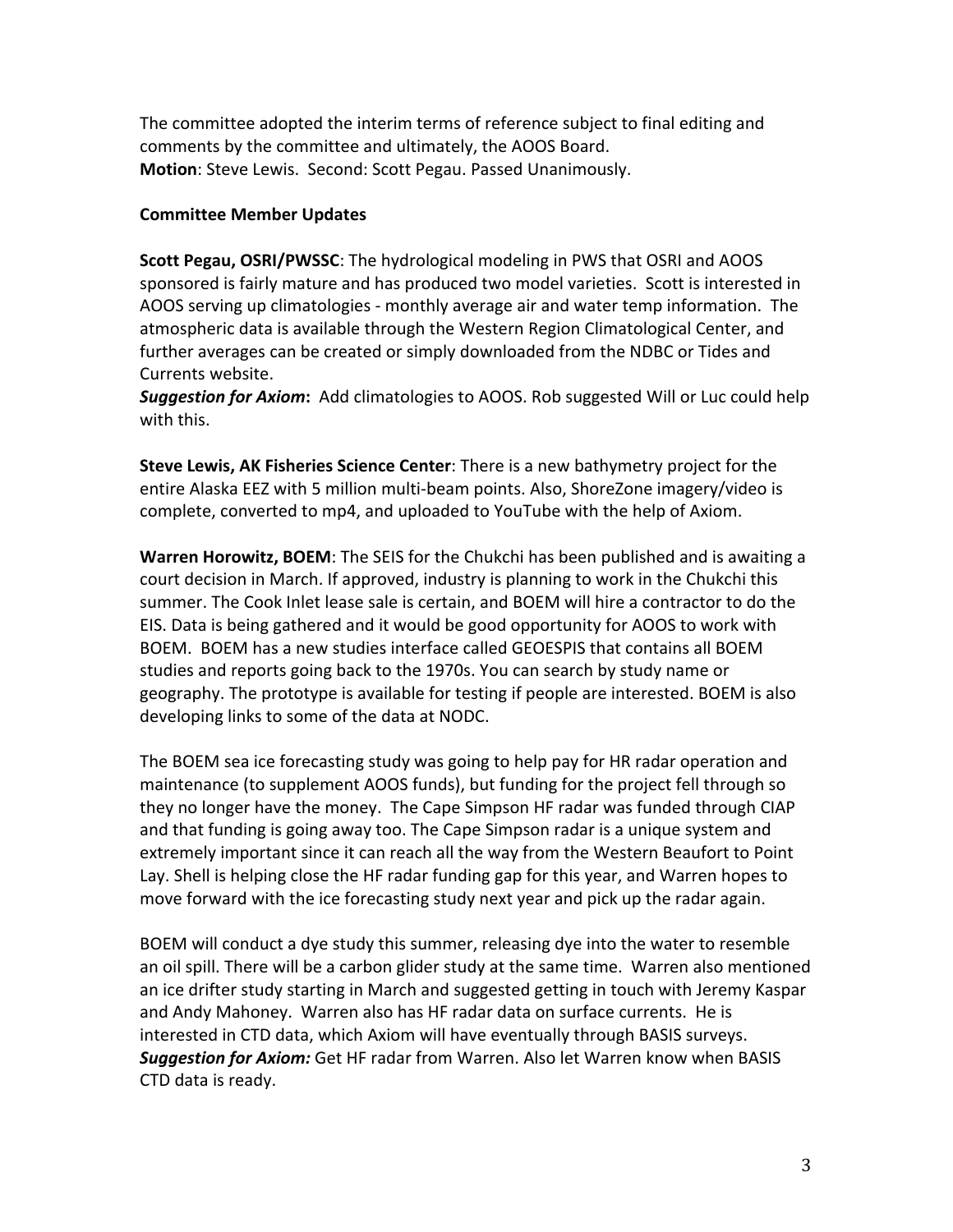The committee adopted the interim terms of reference subject to final editing and comments by the committee and ultimately, the AOOS Board.
**Motion**: Steve Lewis. Second: Scott Pegau. Passed Unanimously.

**Committee Member Updates**

**Scott Pegau, OSRI/PWSSC**: The hydrological modeling in PWS that OSRI and AOOS sponsored is fairly mature and has produced two model varieties. Scott is interested in AOOS serving up climatologies - monthly average air and water temp information. The atmospheric data is available through the Western Region Climatological Center, and further averages can be created or simply downloaded from the NDBC or Tides and Currents website.
***Suggestion for Axiom*:** Add climatologies to AOOS. Rob suggested Will or Luc could help with this.

**Steve Lewis, AK Fisheries Science Center**: There is a new bathymetry project for the entire Alaska EEZ with 5 million multi-beam points. Also, ShoreZone imagery/video is complete, converted to mp4, and uploaded to YouTube with the help of Axiom.

**Warren Horowitz, BOEM**: The SEIS for the Chukchi has been published and is awaiting a court decision in March. If approved, industry is planning to work in the Chukchi this summer. The Cook Inlet lease sale is certain, and BOEM will hire a contractor to do the EIS. Data is being gathered and it would be good opportunity for AOOS to work with BOEM. BOEM has a new studies interface called GEOESPIS that contains all BOEM studies and reports going back to the 1970s. You can search by study name or geography. The prototype is available for testing if people are interested. BOEM is also developing links to some of the data at NODC.

The BOEM sea ice forecasting study was going to help pay for HR radar operation and maintenance (to supplement AOOS funds), but funding for the project fell through so they no longer have the money. The Cape Simpson HF radar was funded through CIAP and that funding is going away too. The Cape Simpson radar is a unique system and extremely important since it can reach all the way from the Western Beaufort to Point Lay. Shell is helping close the HF radar funding gap for this year, and Warren hopes to move forward with the ice forecasting study next year and pick up the radar again.

BOEM will conduct a dye study this summer, releasing dye into the water to resemble an oil spill. There will be a carbon glider study at the same time. Warren also mentioned an ice drifter study starting in March and suggested getting in touch with Jeremy Kaspar and Andy Mahoney. Warren also has HF radar data on surface currents. He is interested in CTD data, which Axiom will have eventually through BASIS surveys.
***Suggestion for Axiom:*** Get HF radar from Warren. Also let Warren know when BASIS CTD data is ready.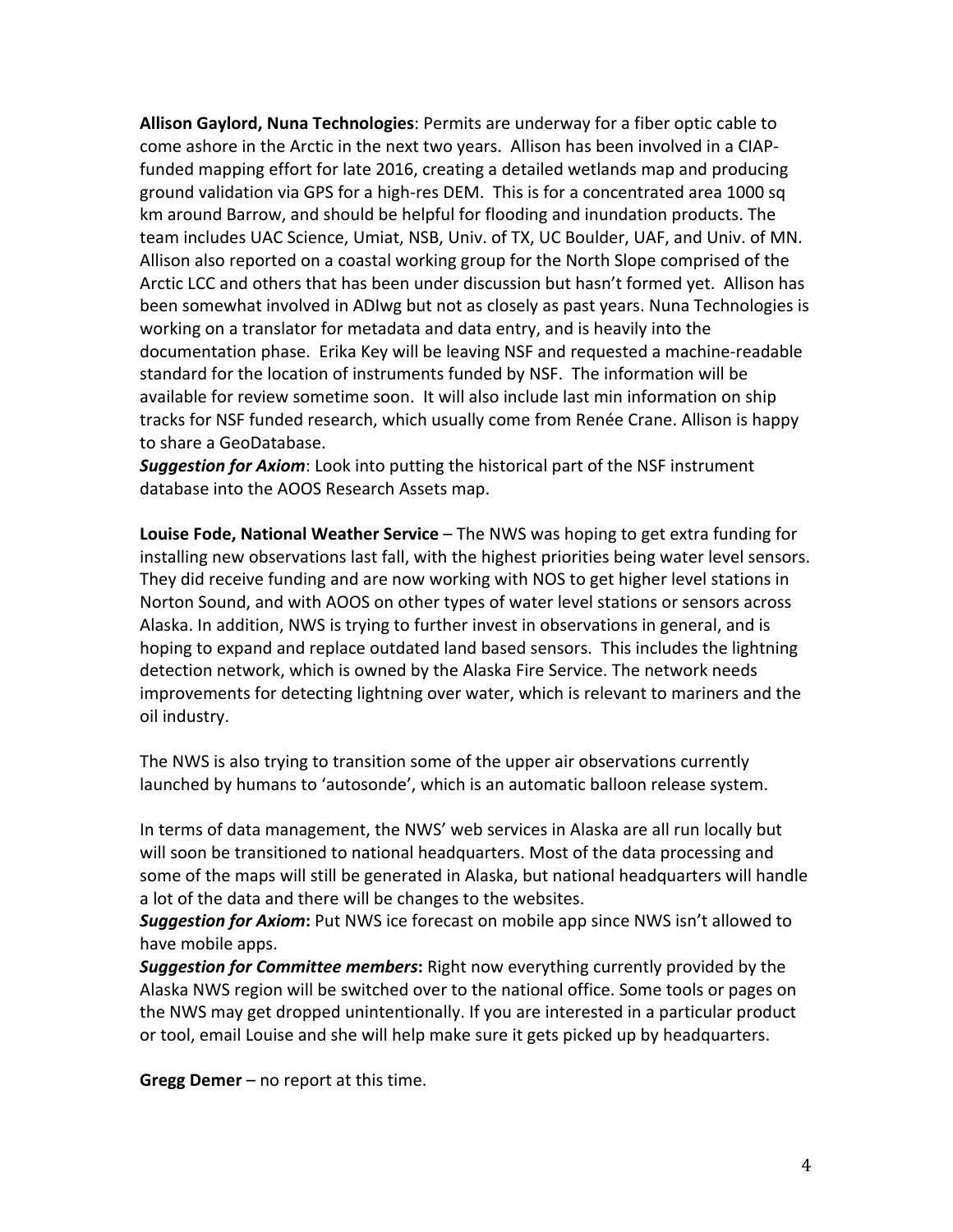**Allison Gaylord, Nuna Technologies**: Permits are underway for a fiber optic cable to come ashore in the Arctic in the next two years. Allison has been involved in a CIAP-funded mapping effort for late 2016, creating a detailed wetlands map and producing ground validation via GPS for a high-res DEM. This is for a concentrated area 1000 sq km around Barrow, and should be helpful for flooding and inundation products. The team includes UAC Science, Umiat, NSB, Univ. of TX, UC Boulder, UAF, and Univ. of MN. Allison also reported on a coastal working group for the North Slope comprised of the Arctic LCC and others that has been under discussion but hasn't formed yet. Allison has been somewhat involved in ADIwg but not as closely as past years. Nuna Technologies is working on a translator for metadata and data entry, and is heavily into the documentation phase. Erika Key will be leaving NSF and requested a machine-readable standard for the location of instruments funded by NSF. The information will be available for review sometime soon. It will also include last min information on ship tracks for NSF funded research, which usually come from Renée Crane. Allison is happy to share a GeoDatabase.
***Suggestion for Axiom***: Look into putting the historical part of the NSF instrument database into the AOOS Research Assets map.

**Louise Fode, National Weather Service** – The NWS was hoping to get extra funding for installing new observations last fall, with the highest priorities being water level sensors. They did receive funding and are now working with NOS to get higher level stations in Norton Sound, and with AOOS on other types of water level stations or sensors across Alaska. In addition, NWS is trying to further invest in observations in general, and is hoping to expand and replace outdated land based sensors. This includes the lightning detection network, which is owned by the Alaska Fire Service. The network needs improvements for detecting lightning over water, which is relevant to mariners and the oil industry.

The NWS is also trying to transition some of the upper air observations currently launched by humans to 'autosonde', which is an automatic balloon release system.

In terms of data management, the NWS' web services in Alaska are all run locally but will soon be transitioned to national headquarters. Most of the data processing and some of the maps will still be generated in Alaska, but national headquarters will handle a lot of the data and there will be changes to the websites.
***Suggestion for Axiom***: Put NWS ice forecast on mobile app since NWS isn't allowed to have mobile apps.
***Suggestion for Committee members***: Right now everything currently provided by the Alaska NWS region will be switched over to the national office. Some tools or pages on the NWS may get dropped unintentionally. If you are interested in a particular product or tool, email Louise and she will help make sure it gets picked up by headquarters.

**Gregg Demer** – no report at this time.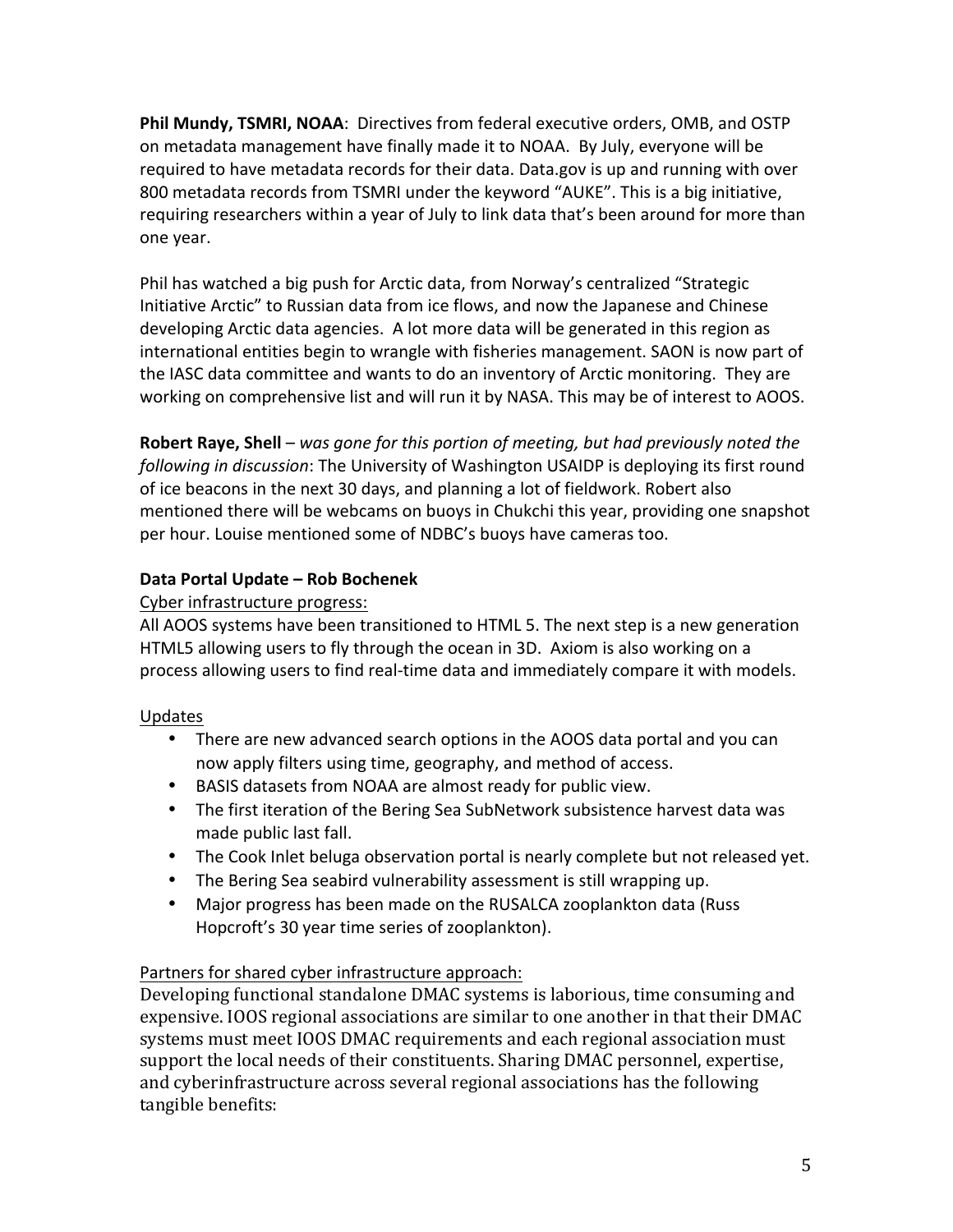**Phil Mundy, TSMRI, NOAA**: Directives from federal executive orders, OMB, and OSTP on metadata management have finally made it to NOAA. By July, everyone will be required to have metadata records for their data. Data.gov is up and running with over 800 metadata records from TSMRI under the keyword "AUKE". This is a big initiative, requiring researchers within a year of July to link data that's been around for more than one year.

Phil has watched a big push for Arctic data, from Norway's centralized "Strategic Initiative Arctic" to Russian data from ice flows, and now the Japanese and Chinese developing Arctic data agencies. A lot more data will be generated in this region as international entities begin to wrangle with fisheries management. SAON is now part of the IASC data committee and wants to do an inventory of Arctic monitoring. They are working on comprehensive list and will run it by NASA. This may be of interest to AOOS.

**Robert Raye, Shell** – *was gone for this portion of meeting, but had previously noted the following in discussion*: The University of Washington USAIDP is deploying its first round of ice beacons in the next 30 days, and planning a lot of fieldwork. Robert also mentioned there will be webcams on buoys in Chukchi this year, providing one snapshot per hour. Louise mentioned some of NDBC's buoys have cameras too.

**Data Portal Update – Rob Bochenek**

Cyber infrastructure progress:

All AOOS systems have been transitioned to HTML 5. The next step is a new generation HTML5 allowing users to fly through the ocean in 3D. Axiom is also working on a process allowing users to find real-time data and immediately compare it with models.

Updates

- There are new advanced search options in the AOOS data portal and you can now apply filters using time, geography, and method of access.
- BASIS datasets from NOAA are almost ready for public view.
- The first iteration of the Bering Sea SubNetwork subsistence harvest data was made public last fall.
- The Cook Inlet beluga observation portal is nearly complete but not released yet.
- The Bering Sea seabird vulnerability assessment is still wrapping up.
- Major progress has been made on the RUSALCA zooplankton data (Russ Hopcroft's 30 year time series of zooplankton).

Partners for shared cyber infrastructure approach:

Developing functional standalone DMAC systems is laborious, time consuming and expensive. IOOS regional associations are similar to one another in that their DMAC systems must meet IOOS DMAC requirements and each regional association must support the local needs of their constituents. Sharing DMAC personnel, expertise, and cyberinfrastructure across several regional associations has the following tangible benefits: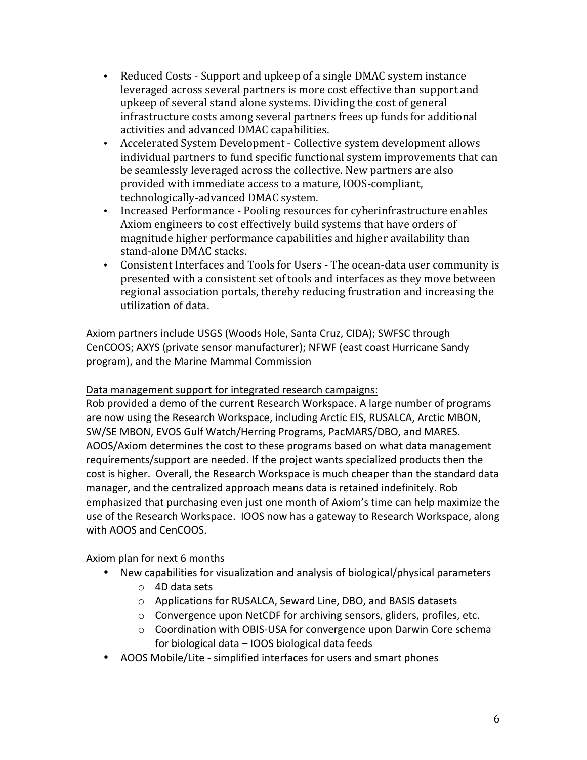- Reduced Costs - Support and upkeep of a single DMAC system instance leveraged across several partners is more cost effective than support and upkeep of several stand alone systems. Dividing the cost of general infrastructure costs among several partners frees up funds for additional activities and advanced DMAC capabilities.
- Accelerated System Development - Collective system development allows individual partners to fund specific functional system improvements that can be seamlessly leveraged across the collective. New partners are also provided with immediate access to a mature, IOOS-compliant, technologically-advanced DMAC system.
- Increased Performance - Pooling resources for cyberinfrastructure enables Axiom engineers to cost effectively build systems that have orders of magnitude higher performance capabilities and higher availability than stand-alone DMAC stacks.
- Consistent Interfaces and Tools for Users - The ocean-data user community is presented with a consistent set of tools and interfaces as they move between regional association portals, thereby reducing frustration and increasing the utilization of data.

Axiom partners include USGS (Woods Hole, Santa Cruz, CIDA); SWFSC through CenCOOS; AXYS (private sensor manufacturer); NFWF (east coast Hurricane Sandy program), and the Marine Mammal Commission

<u>Data management support for integrated research campaigns:</u>

Rob provided a demo of the current Research Workspace. A large number of programs are now using the Research Workspace, including Arctic EIS, RUSALCA, Arctic MBON, SW/SE MBON, EVOS Gulf Watch/Herring Programs, PacMARS/DBO, and MARES. AOOS/Axiom determines the cost to these programs based on what data management requirements/support are needed. If the project wants specialized products then the cost is higher. Overall, the Research Workspace is much cheaper than the standard data manager, and the centralized approach means data is retained indefinitely. Rob emphasized that purchasing even just one month of Axiom's time can help maximize the use of the Research Workspace. IOOS now has a gateway to Research Workspace, along with AOOS and CenCOOS.

<u>Axiom plan for next 6 months</u>

- New capabilities for visualization and analysis of biological/physical parameters
  - 4D data sets
  - Applications for RUSALCA, Seward Line, DBO, and BASIS datasets
  - Convergence upon NetCDF for archiving sensors, gliders, profiles, etc.
  - Coordination with OBIS-USA for convergence upon Darwin Core schema for biological data – IOOS biological data feeds
- AOOS Mobile/Lite - simplified interfaces for users and smart phones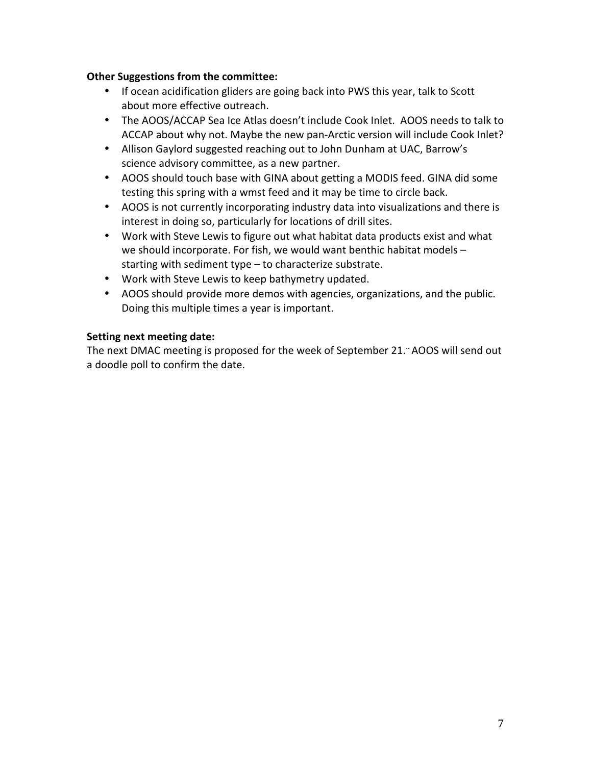**Other Suggestions from the committee:**

- If ocean acidification gliders are going back into PWS this year, talk to Scott about more effective outreach.
- The AOOS/ACCAP Sea Ice Atlas doesn't include Cook Inlet. AOOS needs to talk to ACCAP about why not. Maybe the new pan-Arctic version will include Cook Inlet?
- Allison Gaylord suggested reaching out to John Dunham at UAC, Barrow's science advisory committee, as a new partner.
- AOOS should touch base with GINA about getting a MODIS feed. GINA did some testing this spring with a wmst feed and it may be time to circle back.
- AOOS is not currently incorporating industry data into visualizations and there is interest in doing so, particularly for locations of drill sites.
- Work with Steve Lewis to figure out what habitat data products exist and what we should incorporate. For fish, we would want benthic habitat models – starting with sediment type – to characterize substrate.
- Work with Steve Lewis to keep bathymetry updated.
- AOOS should provide more demos with agencies, organizations, and the public. Doing this multiple times a year is important.

**Setting next meeting date:**

The next DMAC meeting is proposed for the week of September 21. AOOS will send out a doodle poll to confirm the date.